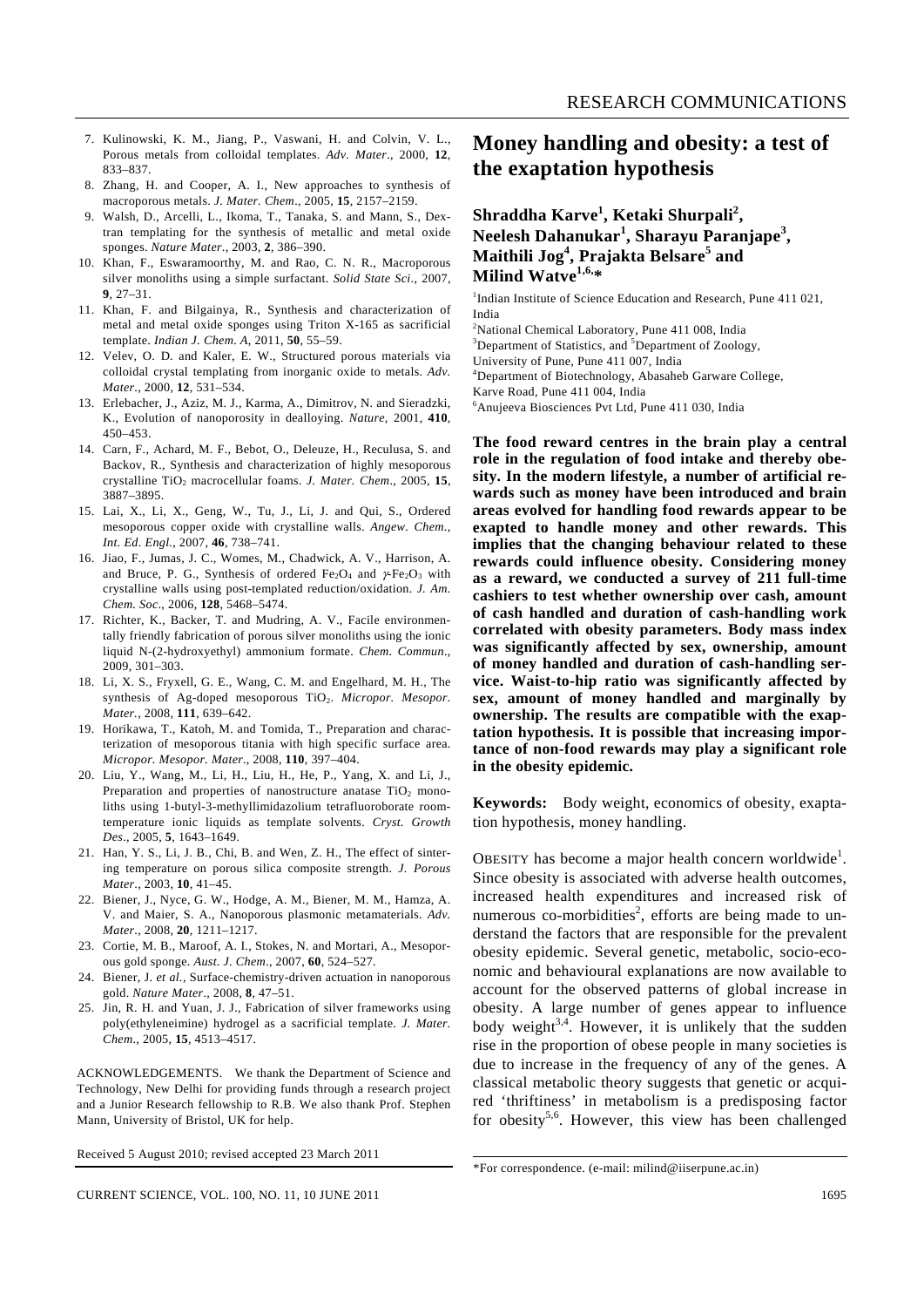7. Kulinowski, K. M., Jiang, P., Vaswani, H. and Colvin, V. L., Porous metals from colloidal templates. *Adv. Mater*., 2000, **12**, 833–837.
8. Zhang, H. and Cooper, A. I., New approaches to synthesis of macroporous metals. *J. Mater. Chem*., 2005, **15**, 2157–2159.
9. Walsh, D., Arcelli, L., Ikoma, T., Tanaka, S. and Mann, S., Dextran templating for the synthesis of metallic and metal oxide sponges. *Nature Mater*., 2003, **2**, 386–390.
10. Khan, F., Eswaramoorthy, M. and Rao, C. N. R., Macroporous silver monoliths using a simple surfactant. *Solid State Sci*., 2007, **9**, 27–31.
11. Khan, F. and Bilgainya, R., Synthesis and characterization of metal and metal oxide sponges using Triton X-165 as sacrificial template. *Indian J. Chem. A*, 2011, **50**, 55–59.
12. Velev, O. D. and Kaler, E. W., Structured porous materials via colloidal crystal templating from inorganic oxide to metals. *Adv. Mater*., 2000, **12**, 531–534.
13. Erlebacher, J., Aziz, M. J., Karma, A., Dimitrov, N. and Sieradzki, K., Evolution of nanoporosity in dealloying. *Nature*, 2001, **410**, 450–453.
14. Carn, F., Achard, M. F., Bebot, O., Deleuze, H., Reculusa, S. and Backov, R., Synthesis and characterization of highly mesoporous crystalline $TiO_2$ macrocellular foams. *J. Mater. Chem*., 2005, **15**, 3887–3895.
15. Lai, X., Li, X., Geng, W., Tu, J., Li, J. and Qui, S., Ordered mesoporous copper oxide with crystalline walls. *Angew. Chem., Int. Ed. Engl*., 2007, **46**, 738–741.
16. Jiao, F., Jumas, J. C., Womes, M., Chadwick, A. V., Harrison, A. and Bruce, P. G., Synthesis of ordered $Fe_2O_4$ and $\gamma$-$Fe_2O_3$ with crystalline walls using post-templated reduction/oxidation. *J. Am. Chem. Soc*., 2006, **128**, 5468–5474.
17. Richter, K., Backer, T. and Mudring, A. V., Facile environmentally friendly fabrication of porous silver monoliths using the ionic liquid N-(2-hydroxyethyl) ammonium formate. *Chem. Commun*., 2009, 301–303.
18. Li, X. S., Fryxell, G. E., Wang, C. M. and Engelhard, M. H., The synthesis of Ag-doped mesoporous $TiO_2$. *Micropor. Mesopor. Mater*., 2008, **111**, 639–642.
19. Horikawa, T., Katoh, M. and Tomida, T., Preparation and characterization of mesoporous titania with high specific surface area. *Micropor. Mesopor. Mater*., 2008, **110**, 397–404.
20. Liu, Y., Wang, M., Li, H., Liu, H., He, P., Yang, X. and Li, J., Preparation and properties of nanostructure anatase $TiO_2$ monoliths using 1-butyl-3-methyllimidazolium tetrafluoroborate room-temperature ionic liquids as template solvents. *Cryst. Growth Des*., 2005, **5**, 1643–1649.
21. Han, Y. S., Li, J. B., Chi, B. and Wen, Z. H., The effect of sintering temperature on porous silica composite strength. *J. Porous Mater*., 2003, **10**, 41–45.
22. Biener, J., Nyce, G. W., Hodge, A. M., Biener, M. M., Hamza, A. V. and Maier, S. A., Nanoporous plasmonic metamaterials. *Adv. Mater*., 2008, **20**, 1211–1217.
23. Cortie, M. B., Maroof, A. I., Stokes, N. and Mortari, A., Mesoporous gold sponge. *Aust. J. Chem*., 2007, **60**, 524–527.
24. Biener, J. *et al*., Surface-chemistry-driven actuation in nanoporous gold. *Nature Mater*., 2008, **8**, 47–51.
25. Jin, R. H. and Yuan, J. J., Fabrication of silver frameworks using poly(ethyleneimine) hydrogel as a sacrificial template. *J. Mater. Chem*., 2005, **15**, 4513–4517.

ACKNOWLEDGEMENTS. We thank the Department of Science and Technology, New Delhi for providing funds through a research project and a Junior Research fellowship to R.B. We also thank Prof. Stephen Mann, University of Bristol, UK for help.

Received 5 August 2010; revised accepted 23 March 2011

# Money handling and obesity: a test of the exaptation hypothesis

**Shraddha Karve[1], Ketaki Shurpali[2], Neelesh Dahanukar[1], Sharayu Paranjape[3], Maithili Jog[4], Prajakta Belsare[5] and Milind Watve[1,6,*]**

[1]Indian Institute of Science Education and Research, Pune 411 021, India
[2]National Chemical Laboratory, Pune 411 008, India
[3]Department of Statistics, and [5]Department of Zoology, University of Pune, Pune 411 007, India
[4]Department of Biotechnology, Abasaheb Garware College, Karve Road, Pune 411 004, India
[6]Anujeeva Biosciences Pvt Ltd, Pune 411 030, India

**The food reward centres in the brain play a central role in the regulation of food intake and thereby obesity. In the modern lifestyle, a number of artificial rewards such as money have been introduced and brain areas evolved for handling food rewards appear to be exapted to handle money and other rewards. This implies that the changing behaviour related to these rewards could influence obesity. Considering money as a reward, we conducted a survey of 211 full-time cashiers to test whether ownership over cash, amount of cash handled and duration of cash-handling work correlated with obesity parameters. Body mass index was significantly affected by sex, ownership, amount of money handled and duration of cash-handling service. Waist-to-hip ratio was significantly affected by sex, amount of money handled and marginally by ownership. The results are compatible with the exaptation hypothesis. It is possible that increasing importance of non-food rewards may play a significant role in the obesity epidemic.**

**Keywords:** Body weight, economics of obesity, exaptation hypothesis, money handling.

OBESITY has become a major health concern worldwide[1]. Since obesity is associated with adverse health outcomes, increased health expenditures and increased risk of numerous co-morbidities[2], efforts are being made to understand the factors that are responsible for the prevalent obesity epidemic. Several genetic, metabolic, socio-economic and behavioural explanations are now available to account for the observed patterns of global increase in obesity. A large number of genes appear to influence body weight[3,4]. However, it is unlikely that the sudden rise in the proportion of obese people in many societies is due to increase in the frequency of any of the genes. A classical metabolic theory suggests that genetic or acquired 'thriftiness' in metabolism is a predisposing factor for obesity[5,6]. However, this view has been challenged

*For correspondence. (e-mail: milind@iiserpune.ac.in)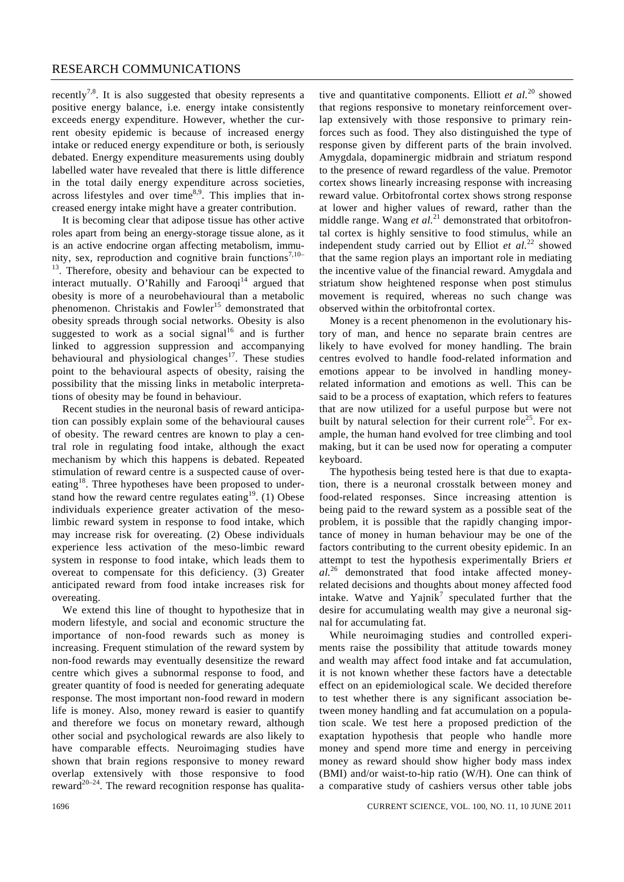recently[7,8]. It is also suggested that obesity represents a positive energy balance, i.e. energy intake consistently exceeds energy expenditure. However, whether the current obesity epidemic is because of increased energy intake or reduced energy expenditure or both, is seriously debated. Energy expenditure measurements using doubly labelled water have revealed that there is little difference in the total daily energy expenditure across societies, across lifestyles and over time[8,9]. This implies that increased energy intake might have a greater contribution.

It is becoming clear that adipose tissue has other active roles apart from being an energy-storage tissue alone, as it is an active endocrine organ affecting metabolism, immunity, sex, reproduction and cognitive brain functions[7,10–13]. Therefore, obesity and behaviour can be expected to interact mutually. O'Rahilly and Farooqi[14] argued that obesity is more of a neurobehavioural than a metabolic phenomenon. Christakis and Fowler[15] demonstrated that obesity spreads through social networks. Obesity is also suggested to work as a social signal[16] and is further linked to aggression suppression and accompanying behavioural and physiological changes[17]. These studies point to the behavioural aspects of obesity, raising the possibility that the missing links in metabolic interpretations of obesity may be found in behaviour.

Recent studies in the neuronal basis of reward anticipation can possibly explain some of the behavioural causes of obesity. The reward centres are known to play a central role in regulating food intake, although the exact mechanism by which this happens is debated. Repeated stimulation of reward centre is a suspected cause of overeating[18]. Three hypotheses have been proposed to understand how the reward centre regulates eating[19]. (1) Obese individuals experience greater activation of the meso-limbic reward system in response to food intake, which may increase risk for overeating. (2) Obese individuals experience less activation of the meso-limbic reward system in response to food intake, which leads them to overeat to compensate for this deficiency. (3) Greater anticipated reward from food intake increases risk for overeating.

We extend this line of thought to hypothesize that in modern lifestyle, and social and economic structure the importance of non-food rewards such as money is increasing. Frequent stimulation of the reward system by non-food rewards may eventually desensitize the reward centre which gives a subnormal response to food, and greater quantity of food is needed for generating adequate response. The most important non-food reward in modern life is money. Also, money reward is easier to quantify and therefore we focus on monetary reward, although other social and psychological rewards are also likely to have comparable effects. Neuroimaging studies have shown that brain regions responsive to money reward overlap extensively with those responsive to food reward[20–24]. The reward recognition response has qualitative and quantitative components. Elliott *et al.*[20] showed that regions responsive to monetary reinforcement overlap extensively with those responsive to primary reinforces such as food. They also distinguished the type of response given by different parts of the brain involved. Amygdala, dopaminergic midbrain and striatum respond to the presence of reward regardless of the value. Premotor cortex shows linearly increasing response with increasing reward value. Orbitofrontal cortex shows strong response at lower and higher values of reward, rather than the middle range. Wang *et al.*[21] demonstrated that orbitofrontal cortex is highly sensitive to food stimulus, while an independent study carried out by Elliot *et al.*[22] showed that the same region plays an important role in mediating the incentive value of the financial reward. Amygdala and striatum show heightened response when post stimulus movement is required, whereas no such change was observed within the orbitofrontal cortex.

Money is a recent phenomenon in the evolutionary history of man, and hence no separate brain centres are likely to have evolved for money handling. The brain centres evolved to handle food-related information and emotions appear to be involved in handling money-related information and emotions as well. This can be said to be a process of exaptation, which refers to features that are now utilized for a useful purpose but were not built by natural selection for their current role[25]. For example, the human hand evolved for tree climbing and tool making, but it can be used now for operating a computer keyboard.

The hypothesis being tested here is that due to exaptation, there is a neuronal crosstalk between money and food-related responses. Since increasing attention is being paid to the reward system as a possible seat of the problem, it is possible that the rapidly changing importance of money in human behaviour may be one of the factors contributing to the current obesity epidemic. In an attempt to test the hypothesis experimentally Briers *et al.*[26] demonstrated that food intake affected money-related decisions and thoughts about money affected food intake. Watve and Yajnik[7] speculated further that the desire for accumulating wealth may give a neuronal signal for accumulating fat.

While neuroimaging studies and controlled experiments raise the possibility that attitude towards money and wealth may affect food intake and fat accumulation, it is not known whether these factors have a detectable effect on an epidemiological scale. We decided therefore to test whether there is any significant association between money handling and fat accumulation on a population scale. We test here a proposed prediction of the exaptation hypothesis that people who handle more money and spend more time and energy in perceiving money as reward should show higher body mass index (BMI) and/or waist-to-hip ratio (W/H). One can think of a comparative study of cashiers versus other table jobs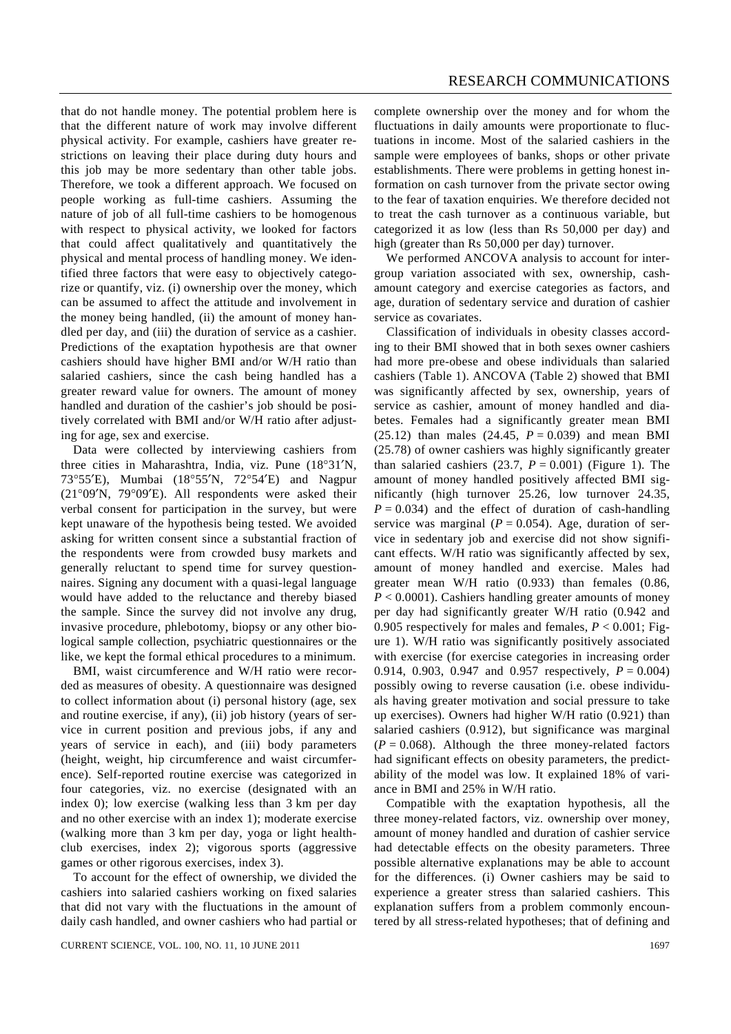that do not handle money. The potential problem here is that the different nature of work may involve different physical activity. For example, cashiers have greater restrictions on leaving their place during duty hours and this job may be more sedentary than other table jobs. Therefore, we took a different approach. We focused on people working as full-time cashiers. Assuming the nature of job of all full-time cashiers to be homogenous with respect to physical activity, we looked for factors that could affect qualitatively and quantitatively the physical and mental process of handling money. We identified three factors that were easy to objectively categorize or quantify, viz. (i) ownership over the money, which can be assumed to affect the attitude and involvement in the money being handled, (ii) the amount of money handled per day, and (iii) the duration of service as a cashier. Predictions of the exaptation hypothesis are that owner cashiers should have higher BMI and/or W/H ratio than salaried cashiers, since the cash being handled has a greater reward value for owners. The amount of money handled and duration of the cashier's job should be positively correlated with BMI and/or W/H ratio after adjusting for age, sex and exercise.

Data were collected by interviewing cashiers from three cities in Maharashtra, India, viz. Pune (18°31′N, 73°55′E), Mumbai (18°55′N, 72°54′E) and Nagpur (21°09′N, 79°09′E). All respondents were asked their verbal consent for participation in the survey, but were kept unaware of the hypothesis being tested. We avoided asking for written consent since a substantial fraction of the respondents were from crowded busy markets and generally reluctant to spend time for survey questionnaires. Signing any document with a quasi-legal language would have added to the reluctance and thereby biased the sample. Since the survey did not involve any drug, invasive procedure, phlebotomy, biopsy or any other biological sample collection, psychiatric questionnaires or the like, we kept the formal ethical procedures to a minimum.

BMI, waist circumference and W/H ratio were recorded as measures of obesity. A questionnaire was designed to collect information about (i) personal history (age, sex and routine exercise, if any), (ii) job history (years of service in current position and previous jobs, if any and years of service in each), and (iii) body parameters (height, weight, hip circumference and waist circumference). Self-reported routine exercise was categorized in four categories, viz. no exercise (designated with an index 0); low exercise (walking less than 3 km per day and no other exercise with an index 1); moderate exercise (walking more than 3 km per day, yoga or light health-club exercises, index 2); vigorous sports (aggressive games or other rigorous exercises, index 3).

To account for the effect of ownership, we divided the cashiers into salaried cashiers working on fixed salaries that did not vary with the fluctuations in the amount of daily cash handled, and owner cashiers who had partial or complete ownership over the money and for whom the fluctuations in daily amounts were proportionate to fluctuations in income. Most of the salaried cashiers in the sample were employees of banks, shops or other private establishments. There were problems in getting honest information on cash turnover from the private sector owing to the fear of taxation enquiries. We therefore decided not to treat the cash turnover as a continuous variable, but categorized it as low (less than Rs 50,000 per day) and high (greater than Rs 50,000 per day) turnover.

We performed ANCOVA analysis to account for intergroup variation associated with sex, ownership, cash-amount category and exercise categories as factors, and age, duration of sedentary service and duration of cashier service as covariates.

Classification of individuals in obesity classes according to their BMI showed that in both sexes owner cashiers had more pre-obese and obese individuals than salaried cashiers (Table 1). ANCOVA (Table 2) showed that BMI was significantly affected by sex, ownership, years of service as cashier, amount of money handled and diabetes. Females had a significantly greater mean BMI (25.12) than males (24.45, $P = 0.039$) and mean BMI (25.78) of owner cashiers was highly significantly greater than salaried cashiers (23.7, $P = 0.001$) (Figure 1). The amount of money handled positively affected BMI significantly (high turnover 25.26, low turnover 24.35, $P = 0.034$) and the effect of duration of cash-handling service was marginal ($P = 0.054$). Age, duration of service in sedentary job and exercise did not show significant effects. W/H ratio was significantly affected by sex, amount of money handled and exercise. Males had greater mean W/H ratio (0.933) than females (0.86, $P < 0.0001$). Cashiers handling greater amounts of money per day had significantly greater W/H ratio (0.942 and 0.905 respectively for males and females, $P < 0.001$; Figure 1). W/H ratio was significantly positively associated with exercise (for exercise categories in increasing order 0.914, 0.903, 0.947 and 0.957 respectively, $P = 0.004$) possibly owing to reverse causation (i.e. obese individuals having greater motivation and social pressure to take up exercises). Owners had higher W/H ratio (0.921) than salaried cashiers (0.912), but significance was marginal ($P = 0.068$). Although the three money-related factors had significant effects on obesity parameters, the predictability of the model was low. It explained 18% of variance in BMI and 25% in W/H ratio.

Compatible with the exaptation hypothesis, all the three money-related factors, viz. ownership over money, amount of money handled and duration of cashier service had detectable effects on the obesity parameters. Three possible alternative explanations may be able to account for the differences. (i) Owner cashiers may be said to experience a greater stress than salaried cashiers. This explanation suffers from a problem commonly encountered by all stress-related hypotheses; that of defining and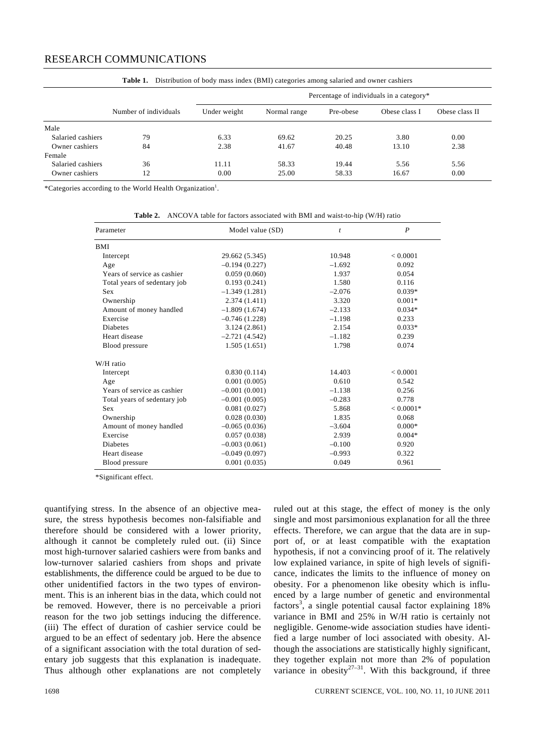**Table 1.** Distribution of body mass index (BMI) categories among salaried and owner cashiers

| | Number of individuals | Percentage of individuals in a category* | | | | |
|---|---|---|---|---|---|---|
| | | Under weight | Normal range | Pre-obese | Obese class I | Obese class II |
| Male | | | | | | |
| Salaried cashiers | 79 | 6.33 | 69.62 | 20.25 | 3.80 | 0.00 |
| Owner cashiers | 84 | 2.38 | 41.67 | 40.48 | 13.10 | 2.38 |
| Female | | | | | | |
| Salaried cashiers | 36 | 11.11 | 58.33 | 19.44 | 5.56 | 5.56 |
| Owner cashiers | 12 | 0.00 | 25.00 | 58.33 | 16.67 | 0.00 |

*Categories according to the World Health Organization[1].

**Table 2.** ANCOVA table for factors associated with BMI and waist-to-hip (W/H) ratio

| Parameter | Model value (SD) | $t$ | $P$ |
|---|---|---|---|
| BMI | | | |
| Intercept | 29.662 (5.345) | 10.948 | < 0.0001 |
| Age | –0.194 (0.227) | –1.692 | 0.092 |
| Years of service as cashier | 0.059 (0.060) | 1.937 | 0.054 |
| Total years of sedentary job | 0.193 (0.241) | 1.580 | 0.116 |
| Sex | –1.349 (1.281) | –2.076 | 0.039* |
| Ownership | 2.374 (1.411) | 3.320 | 0.001* |
| Amount of money handled | –1.809 (1.674) | –2.133 | 0.034* |
| Exercise | –0.746 (1.228) | –1.198 | 0.233 |
| Diabetes | 3.124 (2.861) | 2.154 | 0.033* |
| Heart disease | –2.721 (4.542) | –1.182 | 0.239 |
| Blood pressure | 1.505 (1.651) | 1.798 | 0.074 |
| W/H ratio | | | |
| Intercept | 0.830 (0.114) | 14.403 | < 0.0001 |
| Age | 0.001 (0.005) | 0.610 | 0.542 |
| Years of service as cashier | –0.001 (0.001) | –1.138 | 0.256 |
| Total years of sedentary job | –0.001 (0.005) | –0.283 | 0.778 |
| Sex | 0.081 (0.027) | 5.868 | < 0.0001* |
| Ownership | 0.028 (0.030) | 1.835 | 0.068 |
| Amount of money handled | –0.065 (0.036) | –3.604 | 0.000* |
| Exercise | 0.057 (0.038) | 2.939 | 0.004* |
| Diabetes | –0.003 (0.061) | –0.100 | 0.920 |
| Heart disease | –0.049 (0.097) | –0.993 | 0.322 |
| Blood pressure | 0.001 (0.035) | 0.049 | 0.961 |

*Significant effect.

quantifying stress. In the absence of an objective measure, the stress hypothesis becomes non-falsifiable and therefore should be considered with a lower priority, although it cannot be completely ruled out. (ii) Since most high-turnover salaried cashiers were from banks and low-turnover salaried cashiers from shops and private establishments, the difference could be argued to be due to other unidentified factors in the two types of environment. This is an inherent bias in the data, which could not be removed. However, there is no perceivable a priori reason for the two job settings inducing the difference. (iii) The effect of duration of cashier service could be argued to be an effect of sedentary job. Here the absence of a significant association with the total duration of sedentary job suggests that this explanation is inadequate. Thus although other explanations are not completely ruled out at this stage, the effect of money is the only single and most parsimonious explanation for all the three effects. Therefore, we can argue that the data are in support of, or at least compatible with the exaptation hypothesis, if not a convincing proof of it. The relatively low explained variance, in spite of high levels of significance, indicates the limits to the influence of money on obesity. For a phenomenon like obesity which is influenced by a large number of genetic and environmental factors[3], a single potential causal factor explaining 18% variance in BMI and 25% in W/H ratio is certainly not negligible. Genome-wide association studies have identified a large number of loci associated with obesity. Although the associations are statistically highly significant, they together explain not more than 2% of population variance in obesity[27–31]. With this background, if three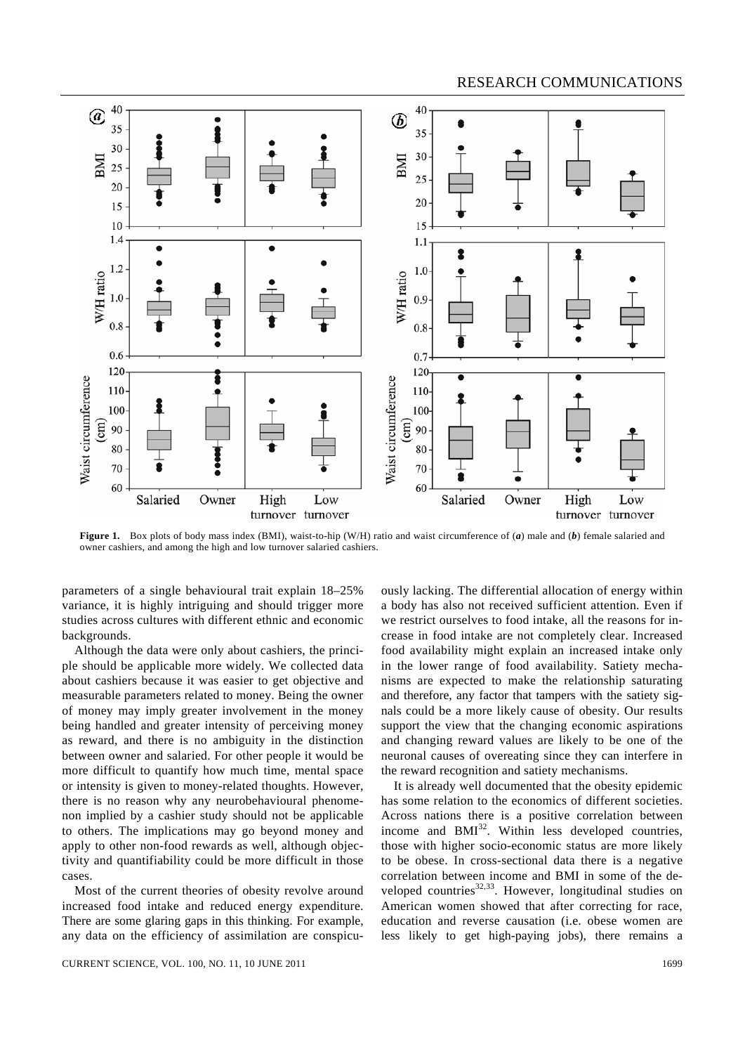**Figure 1.** Box plots of body mass index (BMI), waist-to-hip (W/H) ratio and waist circumference of (*a*) male and (*b*) female salaried and owner cashiers, and among the high and low turnover salaried cashiers.

parameters of a single behavioural trait explain 18–25% variance, it is highly intriguing and should trigger more studies across cultures with different ethnic and economic backgrounds.

Although the data were only about cashiers, the principle should be applicable more widely. We collected data about cashiers because it was easier to get objective and measurable parameters related to money. Being the owner of money may imply greater involvement in the money being handled and greater intensity of perceiving money as reward, and there is no ambiguity in the distinction between owner and salaried. For other people it would be more difficult to quantify how much time, mental space or intensity is given to money-related thoughts. However, there is no reason why any neurobehavioural phenomenon implied by a cashier study should not be applicable to others. The implications may go beyond money and apply to other non-food rewards as well, although objectivity and quantifiability could be more difficult in those cases.

Most of the current theories of obesity revolve around increased food intake and reduced energy expenditure. There are some glaring gaps in this thinking. For example, any data on the efficiency of assimilation are conspicuously lacking. The differential allocation of energy within a body has also not received sufficient attention. Even if we restrict ourselves to food intake, all the reasons for increase in food intake are not completely clear. Increased food availability might explain an increased intake only in the lower range of food availability. Satiety mechanisms are expected to make the relationship saturating and therefore, any factor that tampers with the satiety signals could be a more likely cause of obesity. Our results support the view that the changing economic aspirations and changing reward values are likely to be one of the neuronal causes of overeating since they can interfere in the reward recognition and satiety mechanisms.

It is already well documented that the obesity epidemic has some relation to the economics of different societies. Across nations there is a positive correlation between income and BMI[32]. Within less developed countries, those with higher socio-economic status are more likely to be obese. In cross-sectional data there is a negative correlation between income and BMI in some of the developed countries[32,33]. However, longitudinal studies on American women showed that after correcting for race, education and reverse causation (i.e. obese women are less likely to get high-paying jobs), there remains a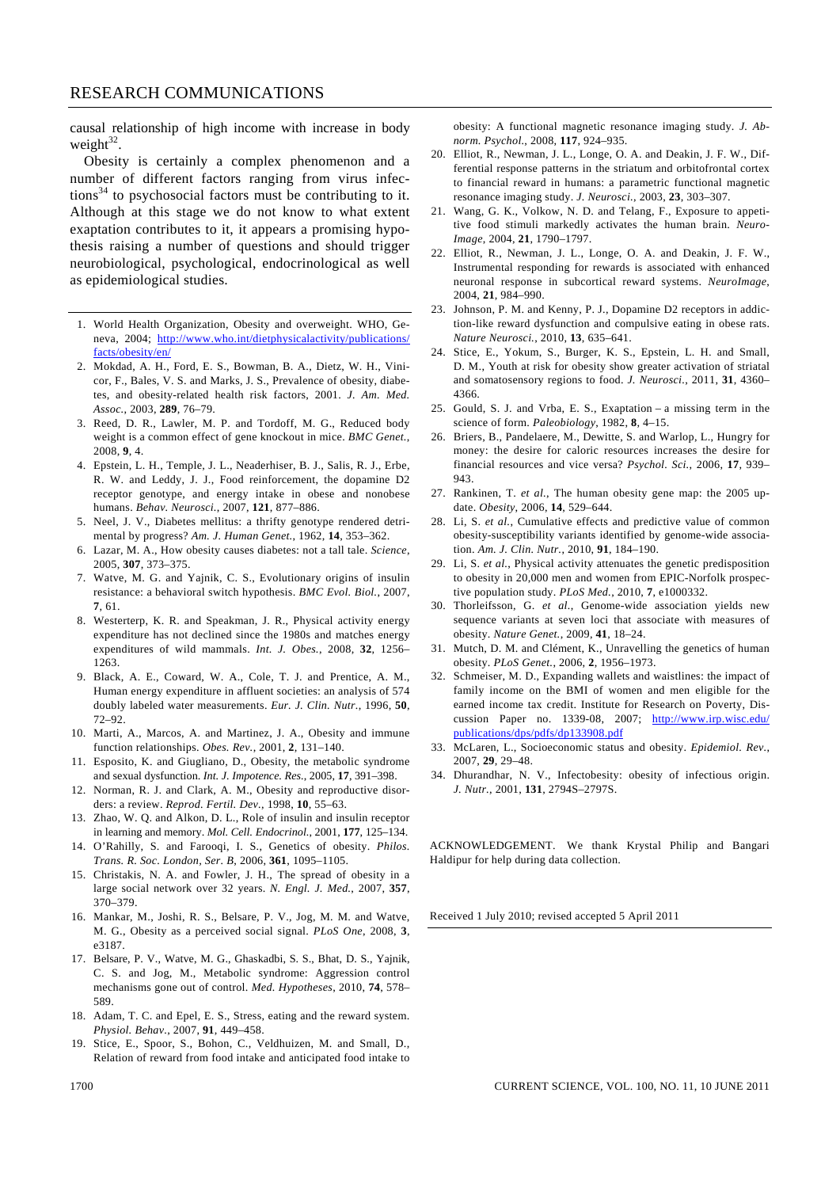causal relationship of high income with increase in body weight[32].

Obesity is certainly a complex phenomenon and a number of different factors ranging from virus infections[34] to psychosocial factors must be contributing to it. Although at this stage we do not know to what extent exaptation contributes to it, it appears a promising hypothesis raising a number of questions and should trigger neurobiological, psychological, endocrinological as well as epidemiological studies.

1. World Health Organization, Obesity and overweight. WHO, Geneva, 2004; http://www.who.int/dietphysicalactivity/publications/facts/obesity/en/
2. Mokdad, A. H., Ford, E. S., Bowman, B. A., Dietz, W. H., Vinicor, F., Bales, V. S. and Marks, J. S., Prevalence of obesity, diabetes, and obesity-related health risk factors, 2001. *J. Am. Med. Assoc.*, 2003, **289**, 76–79.
3. Reed, D. R., Lawler, M. P. and Tordoff, M. G., Reduced body weight is a common effect of gene knockout in mice. *BMC Genet.*, 2008, **9**, 4.
4. Epstein, L. H., Temple, J. L., Neaderhiser, B. J., Salis, R. J., Erbe, R. W. and Leddy, J. J., Food reinforcement, the dopamine D2 receptor genotype, and energy intake in obese and nonobese humans. *Behav. Neurosci.*, 2007, **121**, 877–886.
5. Neel, J. V., Diabetes mellitus: a thrifty genotype rendered detrimental by progress? *Am. J. Human Genet.*, 1962, **14**, 353–362.
6. Lazar, M. A., How obesity causes diabetes: not a tall tale. *Science*, 2005, **307**, 373–375.
7. Watve, M. G. and Yajnik, C. S., Evolutionary origins of insulin resistance: a behavioral switch hypothesis. *BMC Evol. Biol.*, 2007, **7**, 61.
8. Westerterp, K. R. and Speakman, J. R., Physical activity energy expenditure has not declined since the 1980s and matches energy expenditures of wild mammals. *Int. J. Obes.*, 2008, **32**, 1256–1263.
9. Black, A. E., Coward, W. A., Cole, T. J. and Prentice, A. M., Human energy expenditure in affluent societies: an analysis of 574 doubly labeled water measurements. *Eur. J. Clin. Nutr.*, 1996, **50**, 72–92.
10. Marti, A., Marcos, A. and Martinez, J. A., Obesity and immune function relationships. *Obes. Rev.*, 2001, **2**, 131–140.
11. Esposito, K. and Giugliano, D., Obesity, the metabolic syndrome and sexual dysfunction. *Int. J. Impotence. Res.*, 2005, **17**, 391–398.
12. Norman, R. J. and Clark, A. M., Obesity and reproductive disorders: a review. *Reprod. Fertil. Dev.*, 1998, **10**, 55–63.
13. Zhao, W. Q. and Alkon, D. L., Role of insulin and insulin receptor in learning and memory. *Mol. Cell. Endocrinol.*, 2001, **177**, 125–134.
14. O'Rahilly, S. and Farooqi, I. S., Genetics of obesity. *Philos. Trans. R. Soc. London, Ser. B*, 2006, **361**, 1095–1105.
15. Christakis, N. A. and Fowler, J. H., The spread of obesity in a large social network over 32 years. *N. Engl. J. Med.*, 2007, **357**, 370–379.
16. Mankar, M., Joshi, R. S., Belsare, P. V., Jog, M. M. and Watve, M. G., Obesity as a perceived social signal. *PLoS One*, 2008, **3**, e3187.
17. Belsare, P. V., Watve, M. G., Ghaskadbi, S. S., Bhat, D. S., Yajnik, C. S. and Jog, M., Metabolic syndrome: Aggression control mechanisms gone out of control. *Med. Hypotheses*, 2010, **74**, 578–589.
18. Adam, T. C. and Epel, E. S., Stress, eating and the reward system. *Physiol. Behav.*, 2007, **91**, 449–458.
19. Stice, E., Spoor, S., Bohon, C., Veldhuizen, M. and Small, D., Relation of reward from food intake and anticipated food intake to obesity: A functional magnetic resonance imaging study. *J. Abnorm. Psychol.*, 2008, **117**, 924–935.
20. Elliot, R., Newman, J. L., Longe, O. A. and Deakin, J. F. W., Differential response patterns in the striatum and orbitofrontal cortex to financial reward in humans: a parametric functional magnetic resonance imaging study. *J. Neurosci.*, 2003, **23**, 303–307.
21. Wang, G. K., Volkow, N. D. and Telang, F., Exposure to appetitive food stimuli markedly activates the human brain. *NeuroImage*, 2004, **21**, 1790–1797.
22. Elliot, R., Newman, J. L., Longe, O. A. and Deakin, J. F. W., Instrumental responding for rewards is associated with enhanced neuronal response in subcortical reward systems. *NeuroImage*, 2004, **21**, 984–990.
23. Johnson, P. M. and Kenny, P. J., Dopamine D2 receptors in addiction-like reward dysfunction and compulsive eating in obese rats. *Nature Neurosci.*, 2010, **13**, 635–641.
24. Stice, E., Yokum, S., Burger, K. S., Epstein, L. H. and Small, D. M., Youth at risk for obesity show greater activation of striatal and somatosensory regions to food. *J. Neurosci.*, 2011, **31**, 4360–4366.
25. Gould, S. J. and Vrba, E. S., Exaptation – a missing term in the science of form. *Paleobiology*, 1982, **8**, 4–15.
26. Briers, B., Pandelaere, M., Dewitte, S. and Warlop, L., Hungry for money: the desire for caloric resources increases the desire for financial resources and vice versa? *Psychol. Sci.*, 2006, **17**, 939–943.
27. Rankinen, T. *et al.*, The human obesity gene map: the 2005 update. *Obesity*, 2006, **14**, 529–644.
28. Li, S. *et al.*, Cumulative effects and predictive value of common obesity-susceptibility variants identified by genome-wide association. *Am. J. Clin. Nutr.*, 2010, **91**, 184–190.
29. Li, S. *et al.*, Physical activity attenuates the genetic predisposition to obesity in 20,000 men and women from EPIC-Norfolk prospective population study. *PLoS Med.*, 2010, **7**, e1000332.
30. Thorleifsson, G. *et al.*, Genome-wide association yields new sequence variants at seven loci that associate with measures of obesity. *Nature Genet.*, 2009, **41**, 18–24.
31. Mutch, D. M. and Clément, K., Unravelling the genetics of human obesity. *PLoS Genet.*, 2006, **2**, 1956–1973.
32. Schmeiser, M. D., Expanding wallets and waistlines: the impact of family income on the BMI of women and men eligible for the earned income tax credit. Institute for Research on Poverty, Discussion Paper no. 1339-08, 2007; http://www.irp.wisc.edu/publications/dps/pdfs/dp133908.pdf
33. McLaren, L., Socioeconomic status and obesity. *Epidemiol. Rev.*, 2007, **29**, 29–48.
34. Dhurandhar, N. V., Infectobesity: obesity of infectious origin. *J. Nutr.*, 2001, **131**, 2794S–2797S.

ACKNOWLEDGEMENT. We thank Krystal Philip and Bangari Haldipur for help during data collection.

Received 1 July 2010; revised accepted 5 April 2011